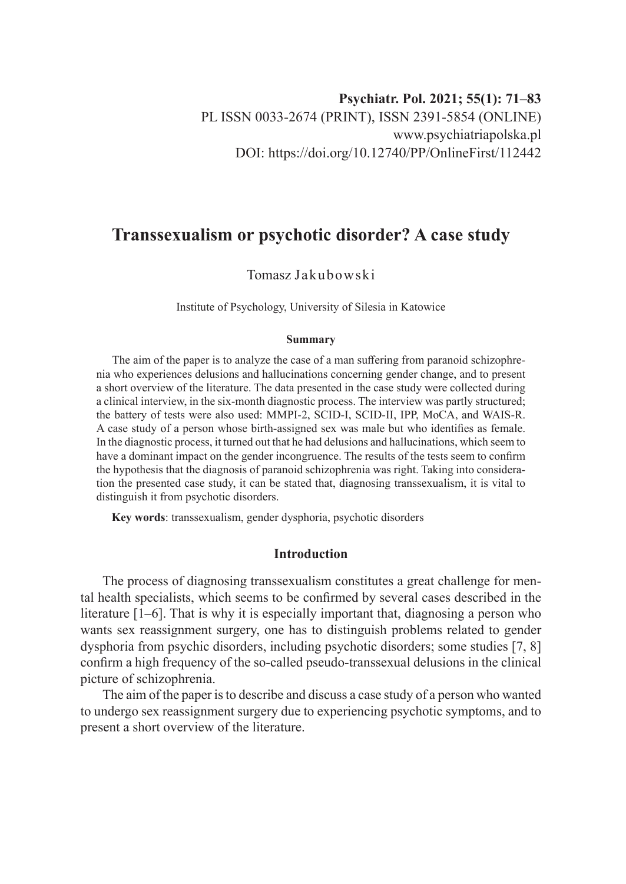**Psychiatr. Pol. 2021; 55(1): 71–83**
PL ISSN 0033-2674 (PRINT), ISSN 2391-5854 (ONLINE)
www.psychiatriapolska.pl
DOI: https://doi.org/10.12740/PP/OnlineFirst/112442

# Transsexualism or psychotic disorder? A case study

Tomasz Jakubowski

Institute of Psychology, University of Silesia in Katowice

**Summary**

The aim of the paper is to analyze the case of a man suffering from paranoid schizophrenia who experiences delusions and hallucinations concerning gender change, and to present a short overview of the literature. The data presented in the case study were collected during a clinical interview, in the six-month diagnostic process. The interview was partly structured; the battery of tests were also used: MMPI-2, SCID-I, SCID-II, IPP, MoCA, and WAIS-R. A case study of a person whose birth-assigned sex was male but who identifies as female. In the diagnostic process, it turned out that he had delusions and hallucinations, which seem to have a dominant impact on the gender incongruence. The results of the tests seem to confirm the hypothesis that the diagnosis of paranoid schizophrenia was right. Taking into consideration the presented case study, it can be stated that, diagnosing transsexualism, it is vital to distinguish it from psychotic disorders.

**Key words**: transsexualism, gender dysphoria, psychotic disorders

## Introduction

The process of diagnosing transsexualism constitutes a great challenge for mental health specialists, which seems to be confirmed by several cases described in the literature [1–6]. That is why it is especially important that, diagnosing a person who wants sex reassignment surgery, one has to distinguish problems related to gender dysphoria from psychic disorders, including psychotic disorders; some studies [7, 8] confirm a high frequency of the so-called pseudo-transsexual delusions in the clinical picture of schizophrenia.

The aim of the paper is to describe and discuss a case study of a person who wanted to undergo sex reassignment surgery due to experiencing psychotic symptoms, and to present a short overview of the literature.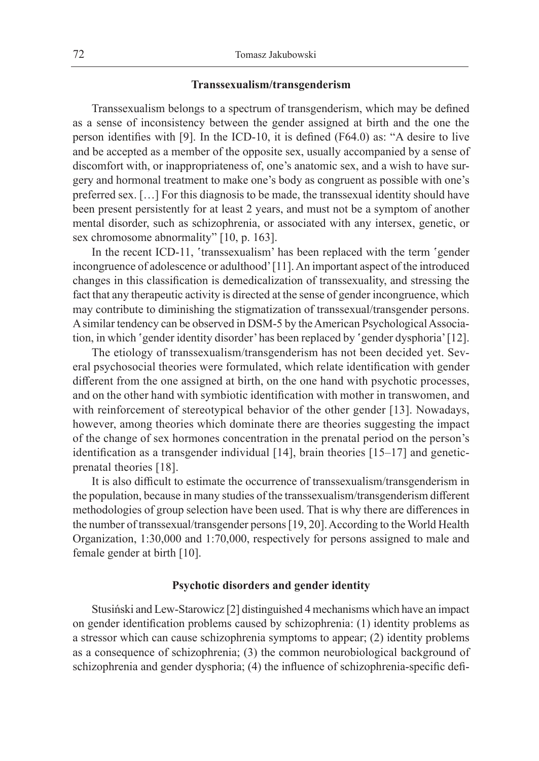## Transsexualism/transgenderism

Transsexualism belongs to a spectrum of transgenderism, which may be defined as a sense of inconsistency between the gender assigned at birth and the one the person identifies with [9]. In the ICD-10, it is defined (F64.0) as: "A desire to live and be accepted as a member of the opposite sex, usually accompanied by a sense of discomfort with, or inappropriateness of, one's anatomic sex, and a wish to have surgery and hormonal treatment to make one's body as congruent as possible with one's preferred sex. […] For this diagnosis to be made, the transsexual identity should have been present persistently for at least 2 years, and must not be a symptom of another mental disorder, such as schizophrenia, or associated with any intersex, genetic, or sex chromosome abnormality" [10, p. 163].

In the recent ICD-11, 'transsexualism' has been replaced with the term 'gender incongruence of adolescence or adulthood' [11]. An important aspect of the introduced changes in this classification is demedicalization of transsexuality, and stressing the fact that any therapeutic activity is directed at the sense of gender incongruence, which may contribute to diminishing the stigmatization of transsexual/transgender persons. A similar tendency can be observed in DSM-5 by the American Psychological Association, in which 'gender identity disorder' has been replaced by 'gender dysphoria' [12].

The etiology of transsexualism/transgenderism has not been decided yet. Several psychosocial theories were formulated, which relate identification with gender different from the one assigned at birth, on the one hand with psychotic processes, and on the other hand with symbiotic identification with mother in transwomen, and with reinforcement of stereotypical behavior of the other gender [13]. Nowadays, however, among theories which dominate there are theories suggesting the impact of the change of sex hormones concentration in the prenatal period on the person's identification as a transgender individual [14], brain theories [15–17] and genetic-prenatal theories [18].

It is also difficult to estimate the occurrence of transsexualism/transgenderism in the population, because in many studies of the transsexualism/transgenderism different methodologies of group selection have been used. That is why there are differences in the number of transsexual/transgender persons [19, 20]. According to the World Health Organization, 1:30,000 and 1:70,000, respectively for persons assigned to male and female gender at birth [10].

## Psychotic disorders and gender identity

Stusiński and Lew-Starowicz [2] distinguished 4 mechanisms which have an impact on gender identification problems caused by schizophrenia: (1) identity problems as a stressor which can cause schizophrenia symptoms to appear; (2) identity problems as a consequence of schizophrenia; (3) the common neurobiological background of schizophrenia and gender dysphoria; (4) the influence of schizophrenia-specific defi-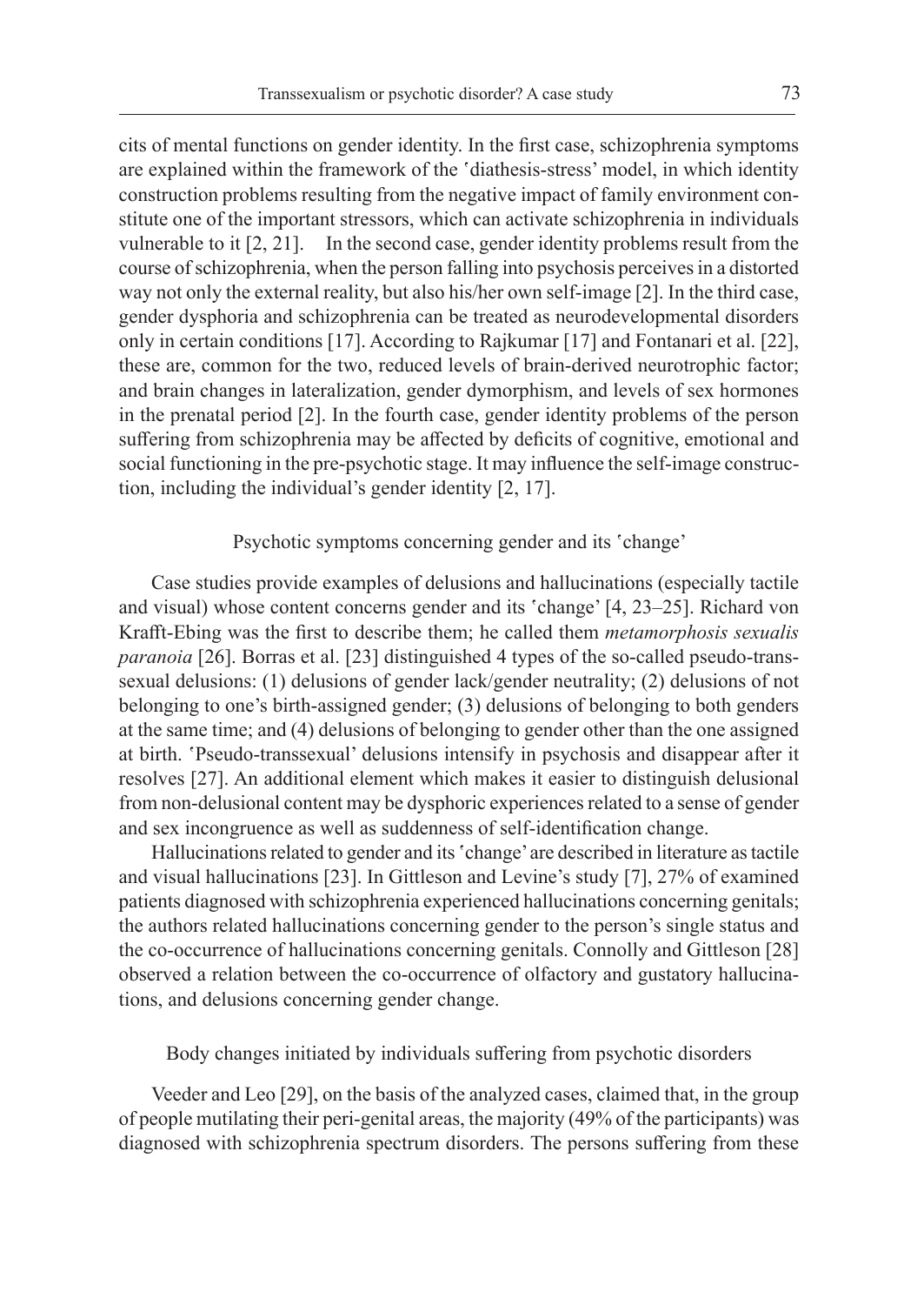cits of mental functions on gender identity. In the first case, schizophrenia symptoms are explained within the framework of the 'diathesis-stress' model, in which identity construction problems resulting from the negative impact of family environment constitute one of the important stressors, which can activate schizophrenia in individuals vulnerable to it [2, 21]. In the second case, gender identity problems result from the course of schizophrenia, when the person falling into psychosis perceives in a distorted way not only the external reality, but also his/her own self-image [2]. In the third case, gender dysphoria and schizophrenia can be treated as neurodevelopmental disorders only in certain conditions [17]. According to Rajkumar [17] and Fontanari et al. [22], these are, common for the two, reduced levels of brain-derived neurotrophic factor; and brain changes in lateralization, gender dymorphism, and levels of sex hormones in the prenatal period [2]. In the fourth case, gender identity problems of the person suffering from schizophrenia may be affected by deficits of cognitive, emotional and social functioning in the pre-psychotic stage. It may influence the self-image construction, including the individual's gender identity [2, 17].

### Psychotic symptoms concerning gender and its 'change'

Case studies provide examples of delusions and hallucinations (especially tactile and visual) whose content concerns gender and its 'change' [4, 23–25]. Richard von Krafft-Ebing was the first to describe them; he called them *metamorphosis sexualis paranoia* [26]. Borras et al. [23] distinguished 4 types of the so-called pseudo-transsexual delusions: (1) delusions of gender lack/gender neutrality; (2) delusions of not belonging to one's birth-assigned gender; (3) delusions of belonging to both genders at the same time; and (4) delusions of belonging to gender other than the one assigned at birth. 'Pseudo-transsexual' delusions intensify in psychosis and disappear after it resolves [27]. An additional element which makes it easier to distinguish delusional from non-delusional content may be dysphoric experiences related to a sense of gender and sex incongruence as well as suddenness of self-identification change.

Hallucinations related to gender and its 'change' are described in literature as tactile and visual hallucinations [23]. In Gittleson and Levine's study [7], 27% of examined patients diagnosed with schizophrenia experienced hallucinations concerning genitals; the authors related hallucinations concerning gender to the person's single status and the co-occurrence of hallucinations concerning genitals. Connolly and Gittleson [28] observed a relation between the co-occurrence of olfactory and gustatory hallucinations, and delusions concerning gender change.

### Body changes initiated by individuals suffering from psychotic disorders

Veeder and Leo [29], on the basis of the analyzed cases, claimed that, in the group of people mutilating their peri-genital areas, the majority (49% of the participants) was diagnosed with schizophrenia spectrum disorders. The persons suffering from these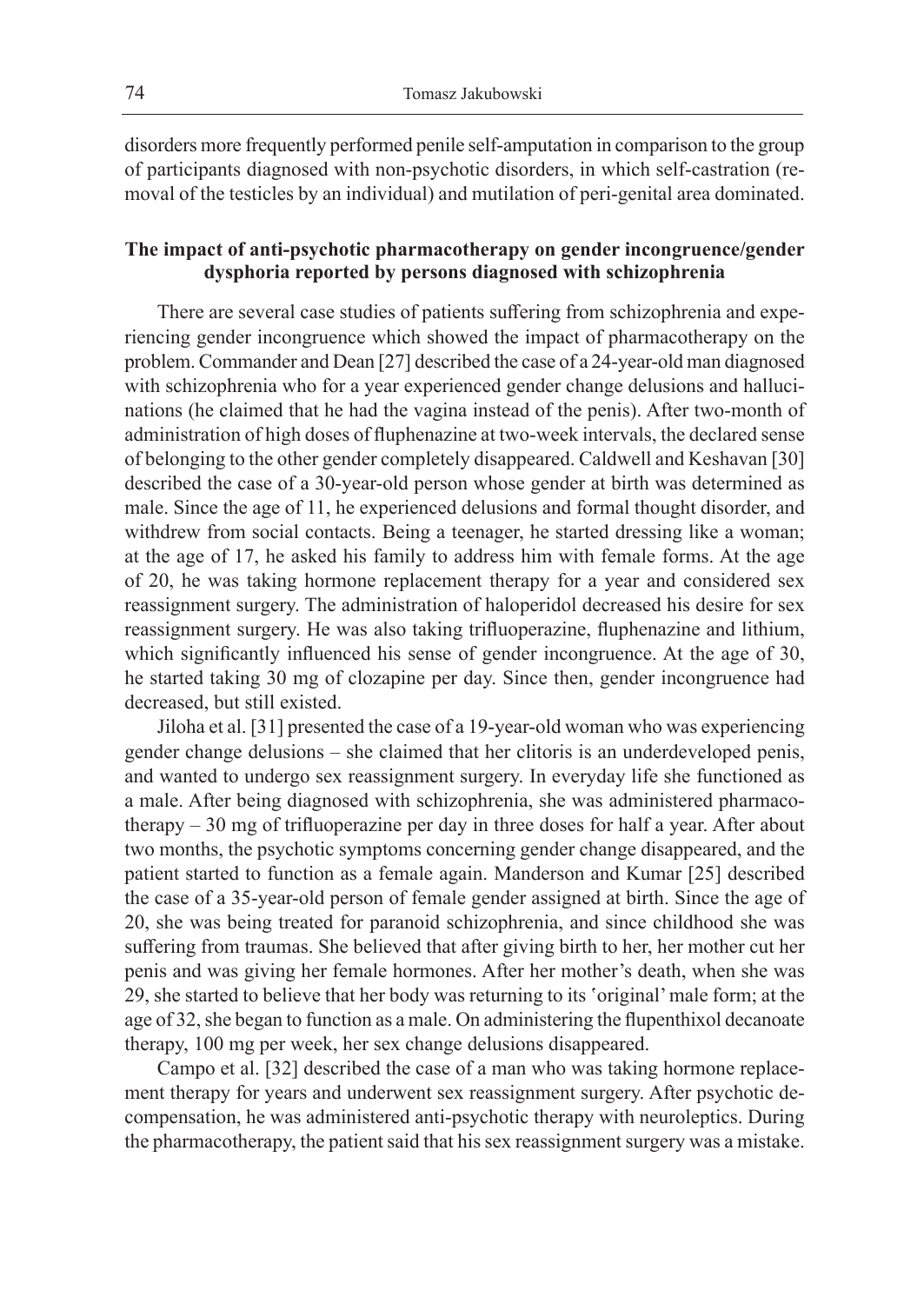disorders more frequently performed penile self-amputation in comparison to the group of participants diagnosed with non-psychotic disorders, in which self-castration (removal of the testicles by an individual) and mutilation of peri-genital area dominated.

### The impact of anti-psychotic pharmacotherapy on gender incongruence/gender dysphoria reported by persons diagnosed with schizophrenia

There are several case studies of patients suffering from schizophrenia and experiencing gender incongruence which showed the impact of pharmacotherapy on the problem. Commander and Dean [27] described the case of a 24-year-old man diagnosed with schizophrenia who for a year experienced gender change delusions and hallucinations (he claimed that he had the vagina instead of the penis). After two-month of administration of high doses of fluphenazine at two-week intervals, the declared sense of belonging to the other gender completely disappeared. Caldwell and Keshavan [30] described the case of a 30-year-old person whose gender at birth was determined as male. Since the age of 11, he experienced delusions and formal thought disorder, and withdrew from social contacts. Being a teenager, he started dressing like a woman; at the age of 17, he asked his family to address him with female forms. At the age of 20, he was taking hormone replacement therapy for a year and considered sex reassignment surgery. The administration of haloperidol decreased his desire for sex reassignment surgery. He was also taking trifluoperazine, fluphenazine and lithium, which significantly influenced his sense of gender incongruence. At the age of 30, he started taking 30 mg of clozapine per day. Since then, gender incongruence had decreased, but still existed.

Jiloha et al. [31] presented the case of a 19-year-old woman who was experiencing gender change delusions – she claimed that her clitoris is an underdeveloped penis, and wanted to undergo sex reassignment surgery. In everyday life she functioned as a male. After being diagnosed with schizophrenia, she was administered pharmacotherapy – 30 mg of trifluoperazine per day in three doses for half a year. After about two months, the psychotic symptoms concerning gender change disappeared, and the patient started to function as a female again. Manderson and Kumar [25] described the case of a 35-year-old person of female gender assigned at birth. Since the age of 20, she was being treated for paranoid schizophrenia, and since childhood she was suffering from traumas. She believed that after giving birth to her, her mother cut her penis and was giving her female hormones. After her mother's death, when she was 29, she started to believe that her body was returning to its 'original' male form; at the age of 32, she began to function as a male. On administering the flupenthixol decanoate therapy, 100 mg per week, her sex change delusions disappeared.

Campo et al. [32] described the case of a man who was taking hormone replacement therapy for years and underwent sex reassignment surgery. After psychotic decompensation, he was administered anti-psychotic therapy with neuroleptics. During the pharmacotherapy, the patient said that his sex reassignment surgery was a mistake.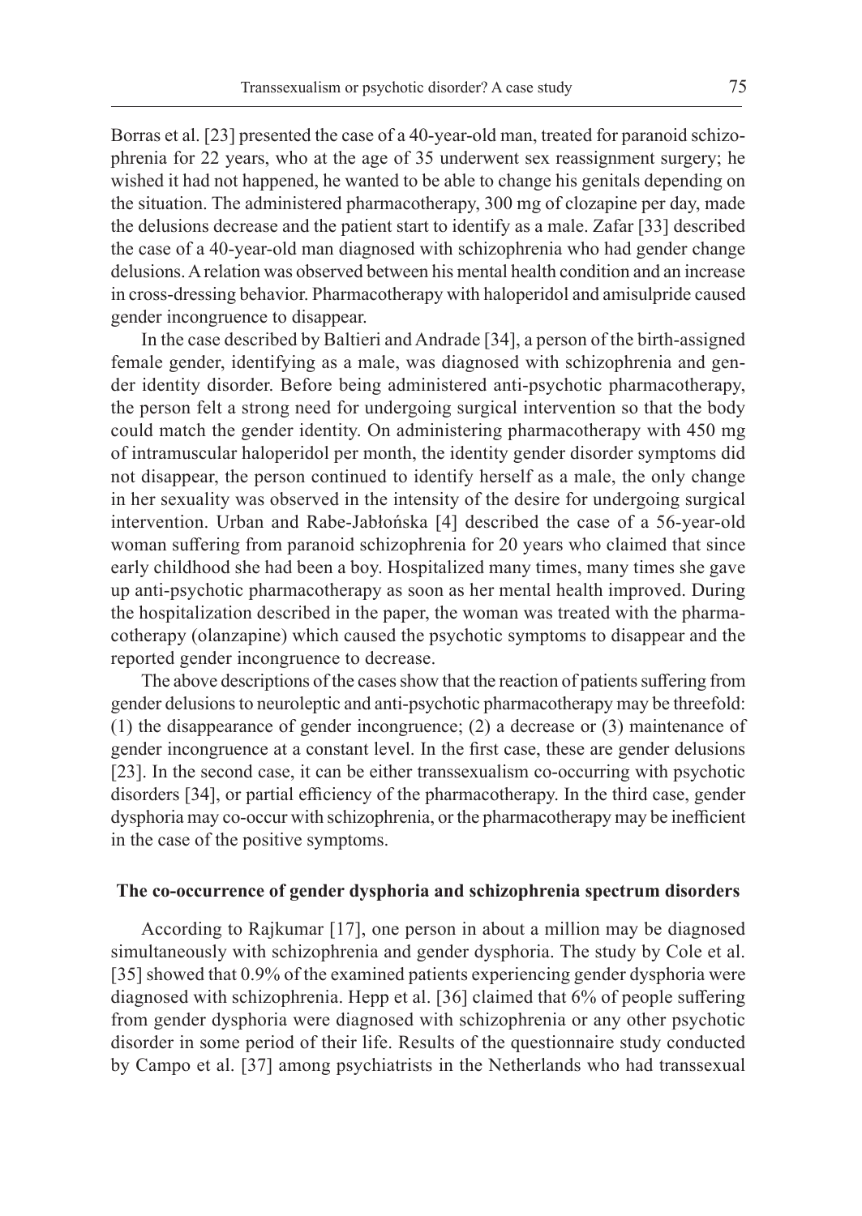Borras et al. [23] presented the case of a 40-year-old man, treated for paranoid schizophrenia for 22 years, who at the age of 35 underwent sex reassignment surgery; he wished it had not happened, he wanted to be able to change his genitals depending on the situation. The administered pharmacotherapy, 300 mg of clozapine per day, made the delusions decrease and the patient start to identify as a male. Zafar [33] described the case of a 40-year-old man diagnosed with schizophrenia who had gender change delusions. A relation was observed between his mental health condition and an increase in cross-dressing behavior. Pharmacotherapy with haloperidol and amisulpride caused gender incongruence to disappear.

In the case described by Baltieri and Andrade [34], a person of the birth-assigned female gender, identifying as a male, was diagnosed with schizophrenia and gender identity disorder. Before being administered anti-psychotic pharmacotherapy, the person felt a strong need for undergoing surgical intervention so that the body could match the gender identity. On administering pharmacotherapy with 450 mg of intramuscular haloperidol per month, the identity gender disorder symptoms did not disappear, the person continued to identify herself as a male, the only change in her sexuality was observed in the intensity of the desire for undergoing surgical intervention. Urban and Rabe-Jabłońska [4] described the case of a 56-year-old woman suffering from paranoid schizophrenia for 20 years who claimed that since early childhood she had been a boy. Hospitalized many times, many times she gave up anti-psychotic pharmacotherapy as soon as her mental health improved. During the hospitalization described in the paper, the woman was treated with the pharmacotherapy (olanzapine) which caused the psychotic symptoms to disappear and the reported gender incongruence to decrease.

The above descriptions of the cases show that the reaction of patients suffering from gender delusions to neuroleptic and anti-psychotic pharmacotherapy may be threefold: (1) the disappearance of gender incongruence; (2) a decrease or (3) maintenance of gender incongruence at a constant level. In the first case, these are gender delusions [23]. In the second case, it can be either transsexualism co-occurring with psychotic disorders [34], or partial efficiency of the pharmacotherapy. In the third case, gender dysphoria may co-occur with schizophrenia, or the pharmacotherapy may be inefficient in the case of the positive symptoms.

## The co-occurrence of gender dysphoria and schizophrenia spectrum disorders

According to Rajkumar [17], one person in about a million may be diagnosed simultaneously with schizophrenia and gender dysphoria. The study by Cole et al. [35] showed that 0.9% of the examined patients experiencing gender dysphoria were diagnosed with schizophrenia. Hepp et al. [36] claimed that 6% of people suffering from gender dysphoria were diagnosed with schizophrenia or any other psychotic disorder in some period of their life. Results of the questionnaire study conducted by Campo et al. [37] among psychiatrists in the Netherlands who had transsexual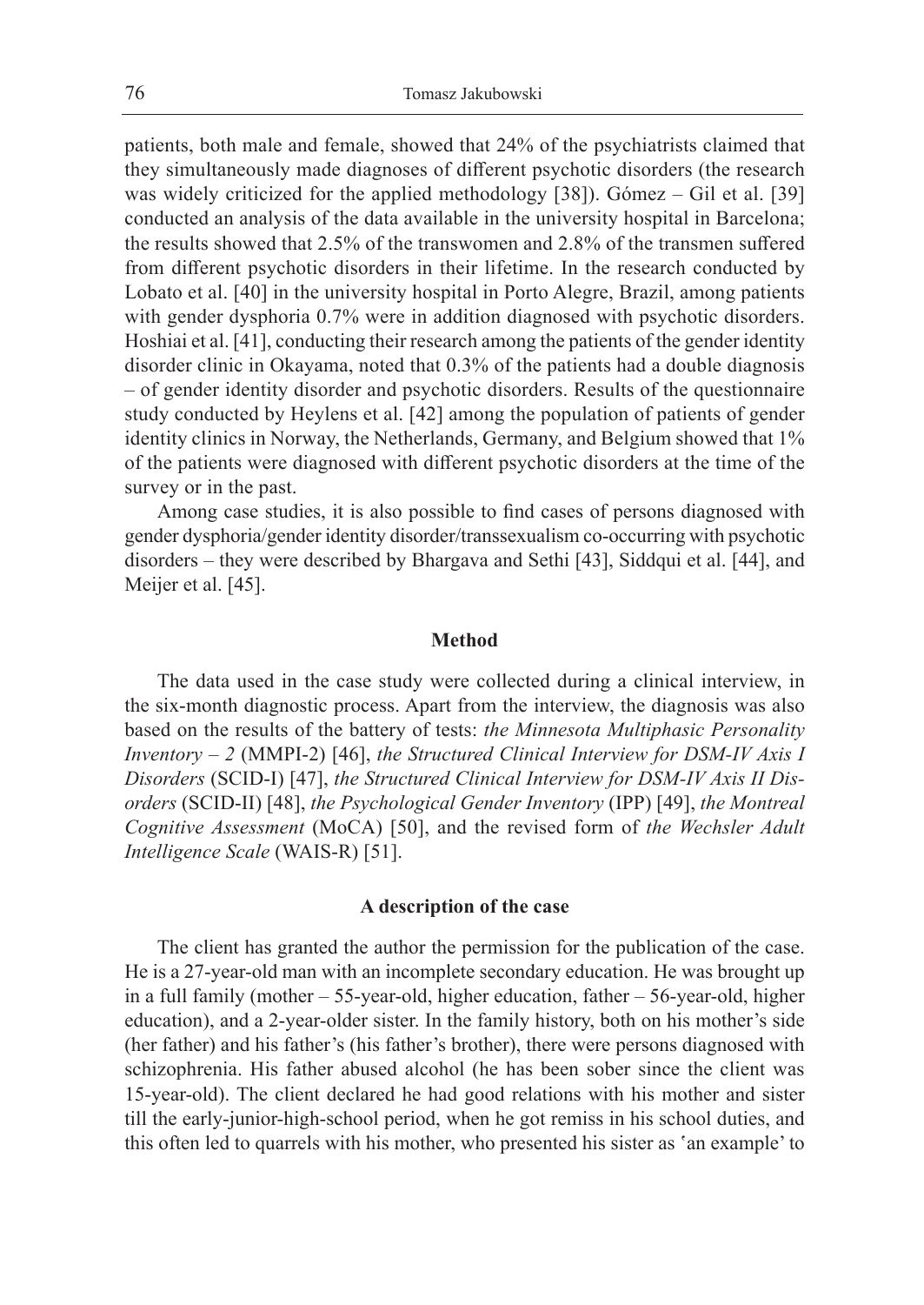patients, both male and female, showed that 24% of the psychiatrists claimed that they simultaneously made diagnoses of different psychotic disorders (the research was widely criticized for the applied methodology [38]). Gómez – Gil et al. [39] conducted an analysis of the data available in the university hospital in Barcelona; the results showed that 2.5% of the transwomen and 2.8% of the transmen suffered from different psychotic disorders in their lifetime. In the research conducted by Lobato et al. [40] in the university hospital in Porto Alegre, Brazil, among patients with gender dysphoria 0.7% were in addition diagnosed with psychotic disorders. Hoshiai et al. [41], conducting their research among the patients of the gender identity disorder clinic in Okayama, noted that 0.3% of the patients had a double diagnosis – of gender identity disorder and psychotic disorders. Results of the questionnaire study conducted by Heylens et al. [42] among the population of patients of gender identity clinics in Norway, the Netherlands, Germany, and Belgium showed that 1% of the patients were diagnosed with different psychotic disorders at the time of the survey or in the past.

Among case studies, it is also possible to find cases of persons diagnosed with gender dysphoria/gender identity disorder/transsexualism co-occurring with psychotic disorders – they were described by Bhargava and Sethi [43], Siddqui et al. [44], and Meijer et al. [45].

## Method

The data used in the case study were collected during a clinical interview, in the six-month diagnostic process. Apart from the interview, the diagnosis was also based on the results of the battery of tests: *the Minnesota Multiphasic Personality Inventory – 2* (MMPI-2) [46], *the Structured Clinical Interview for DSM-IV Axis I Disorders* (SCID-I) [47], *the Structured Clinical Interview for DSM-IV Axis II Disorders* (SCID-II) [48], *the Psychological Gender Inventory* (IPP) [49], *the Montreal Cognitive Assessment* (MoCA) [50], and the revised form of *the Wechsler Adult Intelligence Scale* (WAIS-R) [51].

## A description of the case

The client has granted the author the permission for the publication of the case. He is a 27-year-old man with an incomplete secondary education. He was brought up in a full family (mother – 55-year-old, higher education, father – 56-year-old, higher education), and a 2-year-older sister. In the family history, both on his mother's side (her father) and his father's (his father's brother), there were persons diagnosed with schizophrenia. His father abused alcohol (he has been sober since the client was 15-year-old). The client declared he had good relations with his mother and sister till the early-junior-high-school period, when he got remiss in his school duties, and this often led to quarrels with his mother, who presented his sister as 'an example' to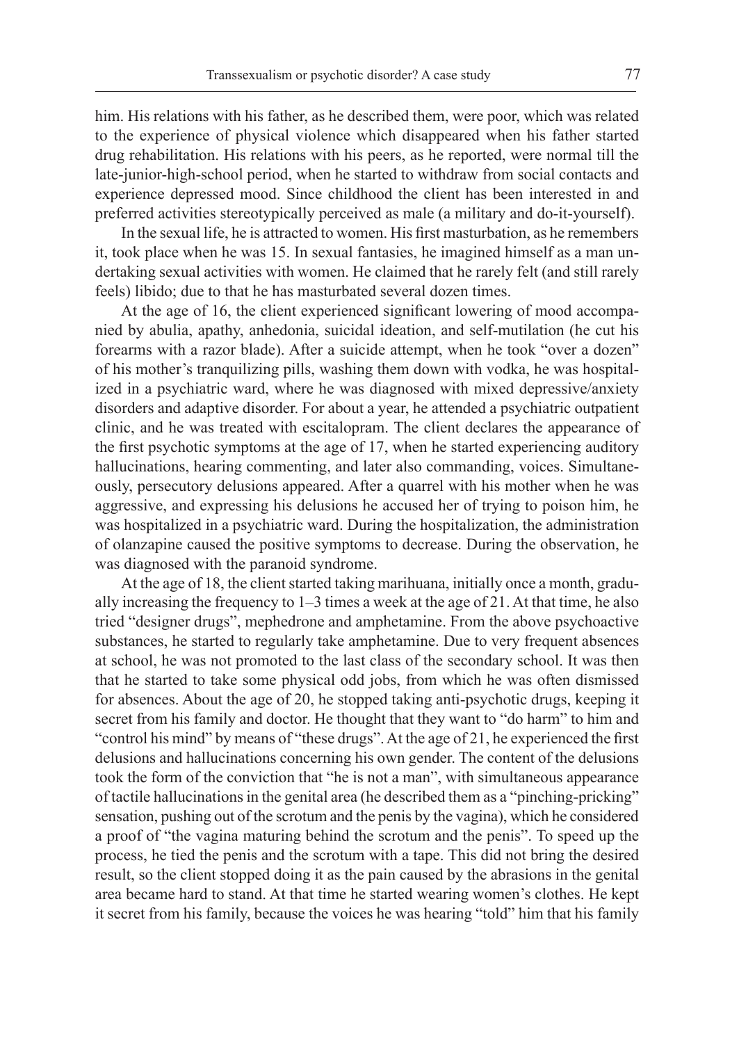him. His relations with his father, as he described them, were poor, which was related to the experience of physical violence which disappeared when his father started drug rehabilitation. His relations with his peers, as he reported, were normal till the late-junior-high-school period, when he started to withdraw from social contacts and experience depressed mood. Since childhood the client has been interested in and preferred activities stereotypically perceived as male (a military and do-it-yourself).

In the sexual life, he is attracted to women. His first masturbation, as he remembers it, took place when he was 15. In sexual fantasies, he imagined himself as a man undertaking sexual activities with women. He claimed that he rarely felt (and still rarely feels) libido; due to that he has masturbated several dozen times.

At the age of 16, the client experienced significant lowering of mood accompanied by abulia, apathy, anhedonia, suicidal ideation, and self-mutilation (he cut his forearms with a razor blade). After a suicide attempt, when he took "over a dozen" of his mother's tranquilizing pills, washing them down with vodka, he was hospitalized in a psychiatric ward, where he was diagnosed with mixed depressive/anxiety disorders and adaptive disorder. For about a year, he attended a psychiatric outpatient clinic, and he was treated with escitalopram. The client declares the appearance of the first psychotic symptoms at the age of 17, when he started experiencing auditory hallucinations, hearing commenting, and later also commanding, voices. Simultaneously, persecutory delusions appeared. After a quarrel with his mother when he was aggressive, and expressing his delusions he accused her of trying to poison him, he was hospitalized in a psychiatric ward. During the hospitalization, the administration of olanzapine caused the positive symptoms to decrease. During the observation, he was diagnosed with the paranoid syndrome.

At the age of 18, the client started taking marihuana, initially once a month, gradually increasing the frequency to 1–3 times a week at the age of 21. At that time, he also tried "designer drugs", mephedrone and amphetamine. From the above psychoactive substances, he started to regularly take amphetamine. Due to very frequent absences at school, he was not promoted to the last class of the secondary school. It was then that he started to take some physical odd jobs, from which he was often dismissed for absences. About the age of 20, he stopped taking anti-psychotic drugs, keeping it secret from his family and doctor. He thought that they want to "do harm" to him and "control his mind" by means of "these drugs". At the age of 21, he experienced the first delusions and hallucinations concerning his own gender. The content of the delusions took the form of the conviction that "he is not a man", with simultaneous appearance of tactile hallucinations in the genital area (he described them as a "pinching-pricking" sensation, pushing out of the scrotum and the penis by the vagina), which he considered a proof of "the vagina maturing behind the scrotum and the penis". To speed up the process, he tied the penis and the scrotum with a tape. This did not bring the desired result, so the client stopped doing it as the pain caused by the abrasions in the genital area became hard to stand. At that time he started wearing women's clothes. He kept it secret from his family, because the voices he was hearing "told" him that his family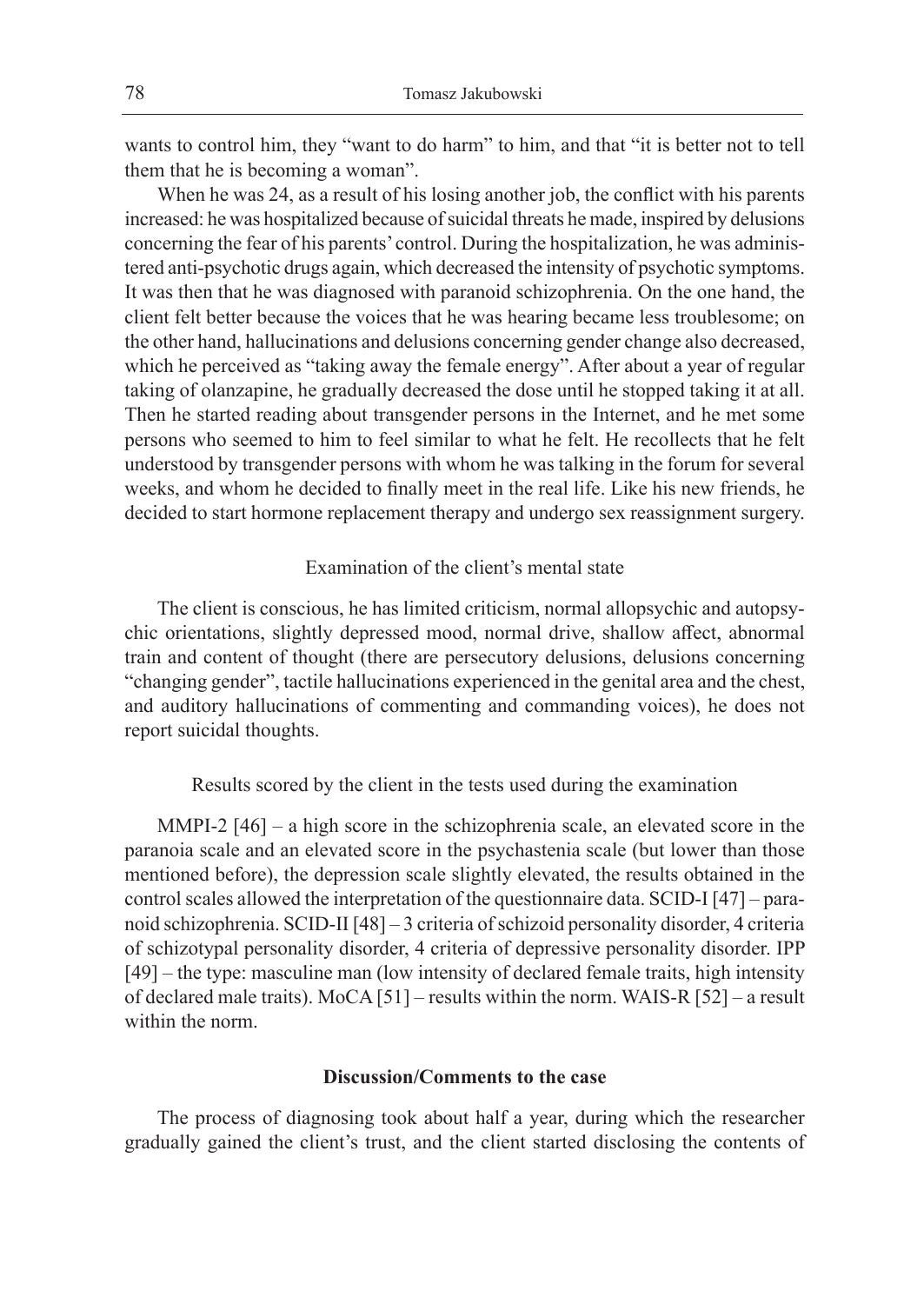wants to control him, they "want to do harm" to him, and that "it is better not to tell them that he is becoming a woman".

When he was 24, as a result of his losing another job, the conflict with his parents increased: he was hospitalized because of suicidal threats he made, inspired by delusions concerning the fear of his parents' control. During the hospitalization, he was administered anti-psychotic drugs again, which decreased the intensity of psychotic symptoms. It was then that he was diagnosed with paranoid schizophrenia. On the one hand, the client felt better because the voices that he was hearing became less troublesome; on the other hand, hallucinations and delusions concerning gender change also decreased, which he perceived as "taking away the female energy". After about a year of regular taking of olanzapine, he gradually decreased the dose until he stopped taking it at all. Then he started reading about transgender persons in the Internet, and he met some persons who seemed to him to feel similar to what he felt. He recollects that he felt understood by transgender persons with whom he was talking in the forum for several weeks, and whom he decided to finally meet in the real life. Like his new friends, he decided to start hormone replacement therapy and undergo sex reassignment surgery.

Examination of the client's mental state

The client is conscious, he has limited criticism, normal allopsychic and autopsychic orientations, slightly depressed mood, normal drive, shallow affect, abnormal train and content of thought (there are persecutory delusions, delusions concerning "changing gender", tactile hallucinations experienced in the genital area and the chest, and auditory hallucinations of commenting and commanding voices), he does not report suicidal thoughts.

Results scored by the client in the tests used during the examination

MMPI-2 [46] – a high score in the schizophrenia scale, an elevated score in the paranoia scale and an elevated score in the psychastenia scale (but lower than those mentioned before), the depression scale slightly elevated, the results obtained in the control scales allowed the interpretation of the questionnaire data. SCID-I [47] – paranoid schizophrenia. SCID-II [48] – 3 criteria of schizoid personality disorder, 4 criteria of schizotypal personality disorder, 4 criteria of depressive personality disorder. IPP [49] – the type: masculine man (low intensity of declared female traits, high intensity of declared male traits). MoCA [51] – results within the norm. WAIS-R [52] – a result within the norm.

## Discussion/Comments to the case

The process of diagnosing took about half a year, during which the researcher gradually gained the client's trust, and the client started disclosing the contents of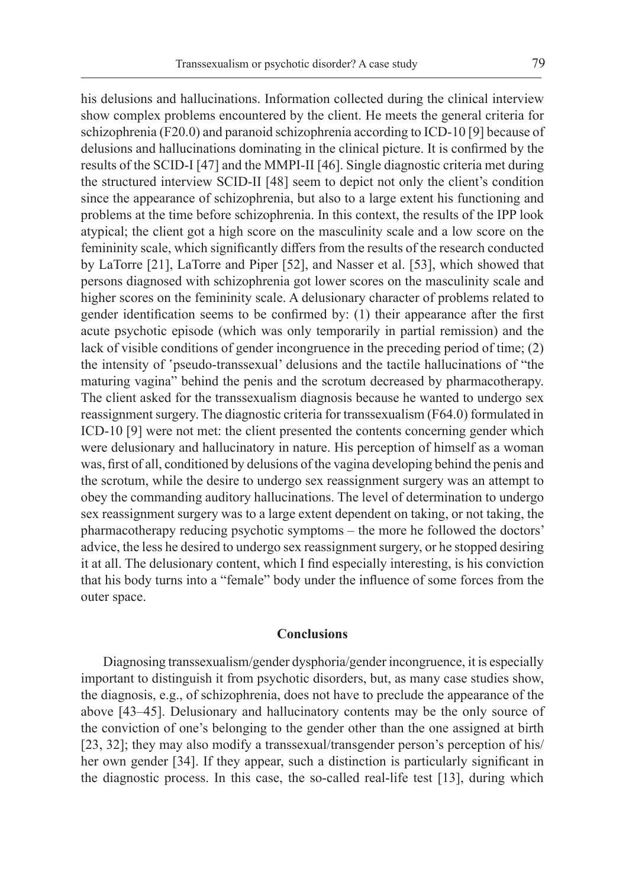his delusions and hallucinations. Information collected during the clinical interview show complex problems encountered by the client. He meets the general criteria for schizophrenia (F20.0) and paranoid schizophrenia according to ICD-10 [9] because of delusions and hallucinations dominating in the clinical picture. It is confirmed by the results of the SCID-I [47] and the MMPI-II [46]. Single diagnostic criteria met during the structured interview SCID-II [48] seem to depict not only the client's condition since the appearance of schizophrenia, but also to a large extent his functioning and problems at the time before schizophrenia. In this context, the results of the IPP look atypical; the client got a high score on the masculinity scale and a low score on the femininity scale, which significantly differs from the results of the research conducted by LaTorre [21], LaTorre and Piper [52], and Nasser et al. [53], which showed that persons diagnosed with schizophrenia got lower scores on the masculinity scale and higher scores on the femininity scale. A delusionary character of problems related to gender identification seems to be confirmed by: (1) their appearance after the first acute psychotic episode (which was only temporarily in partial remission) and the lack of visible conditions of gender incongruence in the preceding period of time; (2) the intensity of 'pseudo-transsexual' delusions and the tactile hallucinations of "the maturing vagina" behind the penis and the scrotum decreased by pharmacotherapy. The client asked for the transsexualism diagnosis because he wanted to undergo sex reassignment surgery. The diagnostic criteria for transsexualism (F64.0) formulated in ICD-10 [9] were not met: the client presented the contents concerning gender which were delusionary and hallucinatory in nature. His perception of himself as a woman was, first of all, conditioned by delusions of the vagina developing behind the penis and the scrotum, while the desire to undergo sex reassignment surgery was an attempt to obey the commanding auditory hallucinations. The level of determination to undergo sex reassignment surgery was to a large extent dependent on taking, or not taking, the pharmacotherapy reducing psychotic symptoms – the more he followed the doctors' advice, the less he desired to undergo sex reassignment surgery, or he stopped desiring it at all. The delusionary content, which I find especially interesting, is his conviction that his body turns into a "female" body under the influence of some forces from the outer space.

## Conclusions

Diagnosing transsexualism/gender dysphoria/gender incongruence, it is especially important to distinguish it from psychotic disorders, but, as many case studies show, the diagnosis, e.g., of schizophrenia, does not have to preclude the appearance of the above [43–45]. Delusionary and hallucinatory contents may be the only source of the conviction of one's belonging to the gender other than the one assigned at birth [23, 32]; they may also modify a transsexual/transgender person's perception of his/her own gender [34]. If they appear, such a distinction is particularly significant in the diagnostic process. In this case, the so-called real-life test [13], during which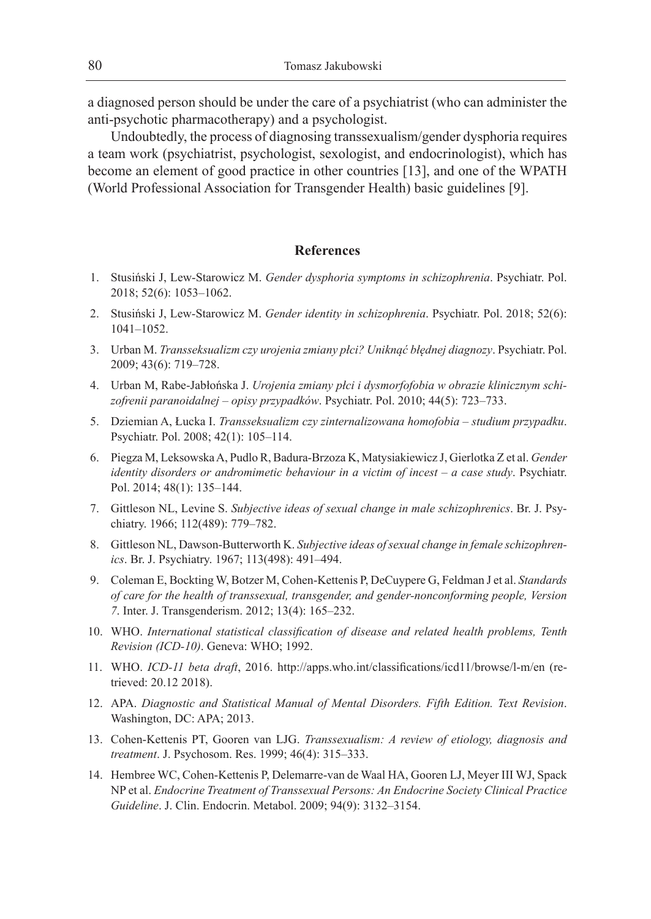a diagnosed person should be under the care of a psychiatrist (who can administer the anti-psychotic pharmacotherapy) and a psychologist.

Undoubtedly, the process of diagnosing transsexualism/gender dysphoria requires a team work (psychiatrist, psychologist, sexologist, and endocrinologist), which has become an element of good practice in other countries [13], and one of the WPATH (World Professional Association for Transgender Health) basic guidelines [9].

## References

1. Stusiński J, Lew-Starowicz M. *Gender dysphoria symptoms in schizophrenia*. Psychiatr. Pol. 2018; 52(6): 1053–1062.
2. Stusiński J, Lew-Starowicz M. *Gender identity in schizophrenia*. Psychiatr. Pol. 2018; 52(6): 1041–1052.
3. Urban M. *Transseksualizm czy urojenia zmiany płci? Uniknąć błędnej diagnozy*. Psychiatr. Pol. 2009; 43(6): 719–728.
4. Urban M, Rabe-Jabłońska J. *Urojenia zmiany płci i dysmorfofobia w obrazie klinicznym schizofrenii paranoidalnej – opisy przypadków*. Psychiatr. Pol. 2010; 44(5): 723–733.
5. Dziemian A, Łucka I. *Transseksualizm czy zinternalizowana homofobia – studium przypadku*. Psychiatr. Pol. 2008; 42(1): 105–114.
6. Piegza M, Leksowska A, Pudlo R, Badura-Brzoza K, Matysiakiewicz J, Gierlotka Z et al. *Gender identity disorders or andromimetic behaviour in a victim of incest – a case study*. Psychiatr. Pol. 2014; 48(1): 135–144.
7. Gittleson NL, Levine S. *Subjective ideas of sexual change in male schizophrenics*. Br. J. Psychiatry. 1966; 112(489): 779–782.
8. Gittleson NL, Dawson-Butterworth K. *Subjective ideas of sexual change in female schizophrenics*. Br. J. Psychiatry. 1967; 113(498): 491–494.
9. Coleman E, Bockting W, Botzer M, Cohen-Kettenis P, DeCuypere G, Feldman J et al. *Standards of care for the health of transsexual, transgender, and gender-nonconforming people, Version 7*. Inter. J. Transgenderism. 2012; 13(4): 165–232.
10. WHO. *International statistical classification of disease and related health problems, Tenth Revision (ICD-10)*. Geneva: WHO; 1992.
11. WHO. *ICD-11 beta draft*, 2016. http://apps.who.int/classifications/icd11/browse/l-m/en (retrieved: 20.12 2018).
12. APA. *Diagnostic and Statistical Manual of Mental Disorders. Fifth Edition. Text Revision*. Washington, DC: APA; 2013.
13. Cohen-Kettenis PT, Gooren van LJG. *Transsexualism: A review of etiology, diagnosis and treatment*. J. Psychosom. Res. 1999; 46(4): 315–333.
14. Hembree WC, Cohen-Kettenis P, Delemarre-van de Waal HA, Gooren LJ, Meyer III WJ, Spack NP et al. *Endocrine Treatment of Transsexual Persons: An Endocrine Society Clinical Practice Guideline*. J. Clin. Endocrin. Metabol. 2009; 94(9): 3132–3154.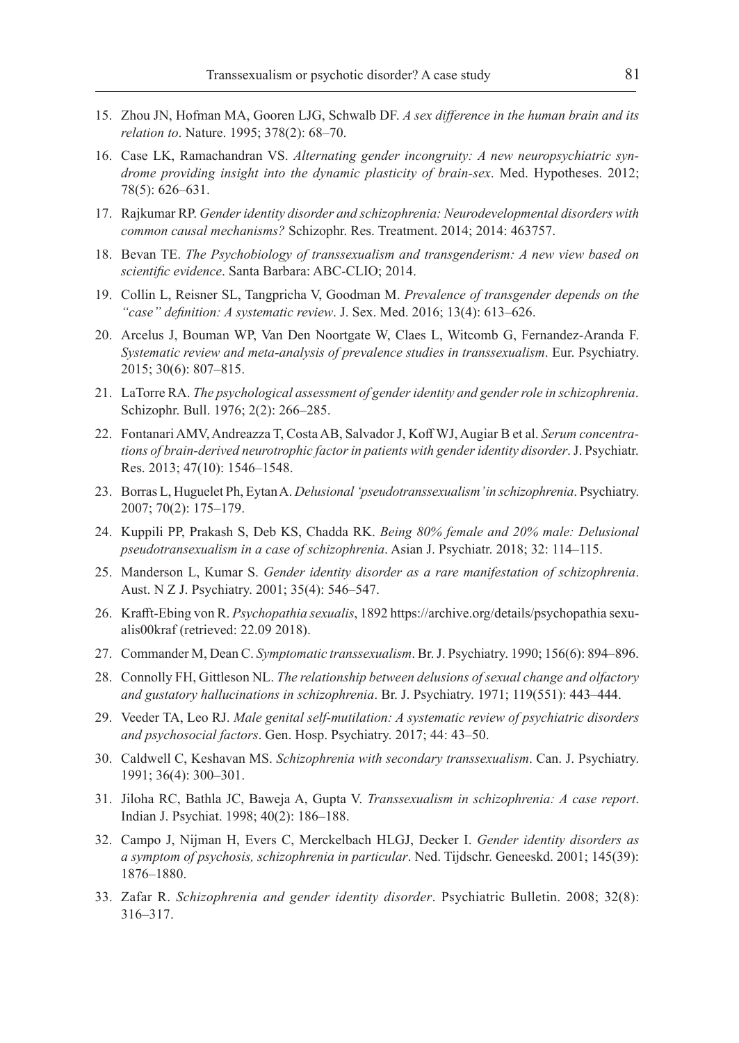15. Zhou JN, Hofman MA, Gooren LJG, Schwalb DF. *A sex difference in the human brain and its relation to*. Nature. 1995; 378(2): 68–70.
16. Case LK, Ramachandran VS. *Alternating gender incongruity: A new neuropsychiatric syndrome providing insight into the dynamic plasticity of brain-sex*. Med. Hypotheses. 2012; 78(5): 626–631.
17. Rajkumar RP. *Gender identity disorder and schizophrenia: Neurodevelopmental disorders with common causal mechanisms?* Schizophr. Res. Treatment. 2014; 2014: 463757.
18. Bevan TE. *The Psychobiology of transsexualism and transgenderism: A new view based on scientific evidence*. Santa Barbara: ABC-CLIO; 2014.
19. Collin L, Reisner SL, Tangpricha V, Goodman M. *Prevalence of transgender depends on the "case" definition: A systematic review*. J. Sex. Med. 2016; 13(4): 613–626.
20. Arcelus J, Bouman WP, Van Den Noortgate W, Claes L, Witcomb G, Fernandez-Aranda F. *Systematic review and meta-analysis of prevalence studies in transsexualism*. Eur. Psychiatry. 2015; 30(6): 807–815.
21. LaTorre RA. *The psychological assessment of gender identity and gender role in schizophrenia*. Schizophr. Bull. 1976; 2(2): 266–285.
22. Fontanari AMV, Andreazza T, Costa AB, Salvador J, Koff WJ, Augiar B et al. *Serum concentrations of brain-derived neurotrophic factor in patients with gender identity disorder*. J. Psychiatr. Res. 2013; 47(10): 1546–1548.
23. Borras L, Huguelet Ph, Eytan A. *Delusional 'pseudotranssexualism' in schizophrenia*. Psychiatry. 2007; 70(2): 175–179.
24. Kuppili PP, Prakash S, Deb KS, Chadda RK. *Being 80% female and 20% male: Delusional pseudotransexualism in a case of schizophrenia*. Asian J. Psychiatr. 2018; 32: 114–115.
25. Manderson L, Kumar S. *Gender identity disorder as a rare manifestation of schizophrenia*. Aust. N Z J. Psychiatry. 2001; 35(4): 546–547.
26. Krafft-Ebing von R. *Psychopathia sexualis*, 1892 https://archive.org/details/psychopathiasexualis00kraf (retrieved: 22.09 2018).
27. Commander M, Dean C. *Symptomatic transsexualism*. Br. J. Psychiatry. 1990; 156(6): 894–896.
28. Connolly FH, Gittleson NL. *The relationship between delusions of sexual change and olfactory and gustatory hallucinations in schizophrenia*. Br. J. Psychiatry. 1971; 119(551): 443–444.
29. Veeder TA, Leo RJ. *Male genital self-mutilation: A systematic review of psychiatric disorders and psychosocial factors*. Gen. Hosp. Psychiatry. 2017; 44: 43–50.
30. Caldwell C, Keshavan MS. *Schizophrenia with secondary transsexualism*. Can. J. Psychiatry. 1991; 36(4): 300–301.
31. Jiloha RC, Bathla JC, Baweja A, Gupta V. *Transsexualism in schizophrenia: A case report*. Indian J. Psychiat. 1998; 40(2): 186–188.
32. Campo J, Nijman H, Evers C, Merckelbach HLGJ, Decker I. *Gender identity disorders as a symptom of psychosis, schizophrenia in particular*. Ned. Tijdschr. Geneeskd. 2001; 145(39): 1876–1880.
33. Zafar R. *Schizophrenia and gender identity disorder*. Psychiatric Bulletin. 2008; 32(8): 316–317.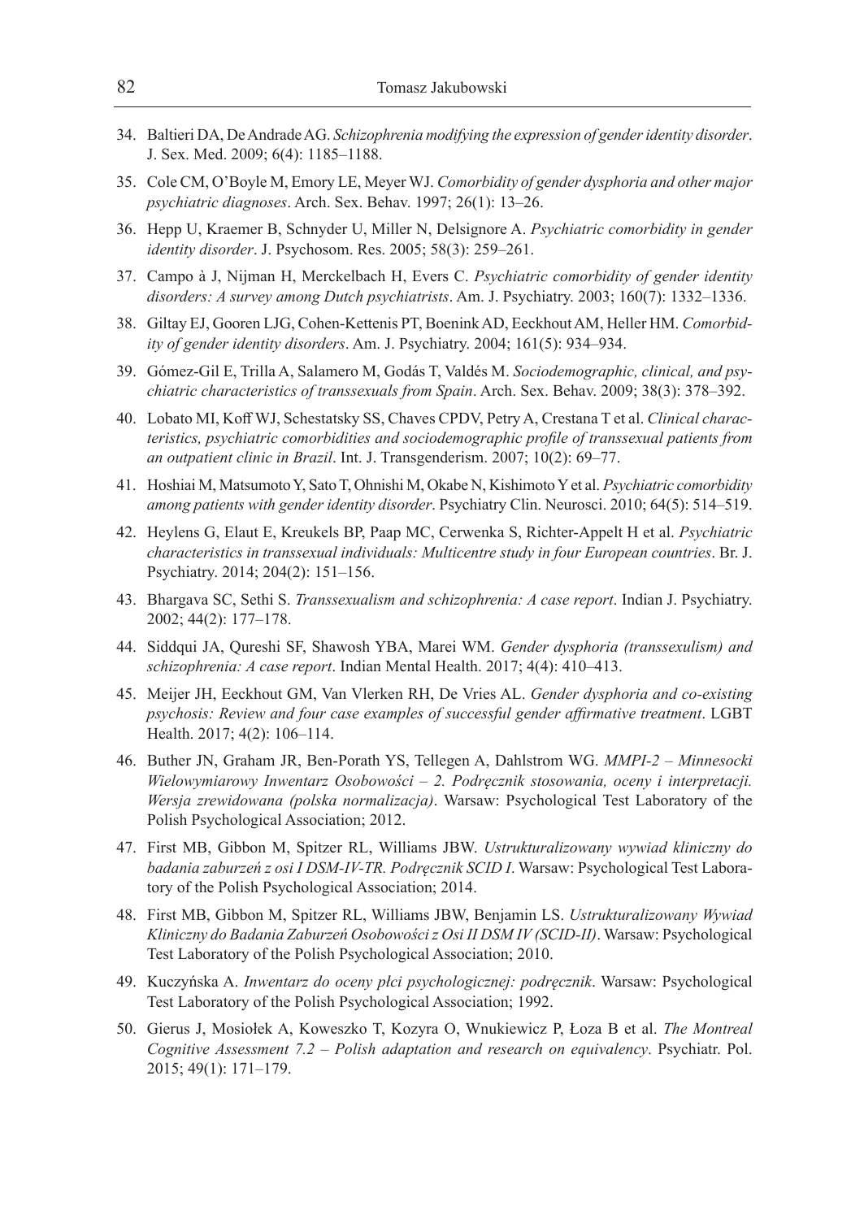34. Baltieri DA, De Andrade AG. *Schizophrenia modifying the expression of gender identity disorder*. J. Sex. Med. 2009; 6(4): 1185–1188.
35. Cole CM, O'Boyle M, Emory LE, Meyer WJ. *Comorbidity of gender dysphoria and other major psychiatric diagnoses*. Arch. Sex. Behav. 1997; 26(1): 13–26.
36. Hepp U, Kraemer B, Schnyder U, Miller N, Delsignore A. *Psychiatric comorbidity in gender identity disorder*. J. Psychosom. Res. 2005; 58(3): 259–261.
37. Campo à J, Nijman H, Merckelbach H, Evers C. *Psychiatric comorbidity of gender identity disorders: A survey among Dutch psychiatrists*. Am. J. Psychiatry. 2003; 160(7): 1332–1336.
38. Giltay EJ, Gooren LJG, Cohen-Kettenis PT, Boenink AD, Eeckhout AM, Heller HM. *Comorbidity of gender identity disorders*. Am. J. Psychiatry. 2004; 161(5): 934–934.
39. Gómez-Gil E, Trilla A, Salamero M, Godás T, Valdés M. *Sociodemographic, clinical, and psychiatric characteristics of transsexuals from Spain*. Arch. Sex. Behav. 2009; 38(3): 378–392.
40. Lobato MI, Koff WJ, Schestatsky SS, Chaves CPDV, Petry A, Crestana T et al. *Clinical characteristics, psychiatric comorbidities and sociodemographic profile of transsexual patients from an outpatient clinic in Brazil*. Int. J. Transgenderism. 2007; 10(2): 69–77.
41. Hoshiai M, Matsumoto Y, Sato T, Ohnishi M, Okabe N, Kishimoto Y et al. *Psychiatric comorbidity among patients with gender identity disorder*. Psychiatry Clin. Neurosci. 2010; 64(5): 514–519.
42. Heylens G, Elaut E, Kreukels BP, Paap MC, Cerwenka S, Richter-Appelt H et al. *Psychiatric characteristics in transsexual individuals: Multicentre study in four European countries*. Br. J. Psychiatry. 2014; 204(2): 151–156.
43. Bhargava SC, Sethi S. *Transsexualism and schizophrenia: A case report*. Indian J. Psychiatry. 2002; 44(2): 177–178.
44. Siddqui JA, Qureshi SF, Shawosh YBA, Marei WM. *Gender dysphoria (transsexulism) and schizophrenia: A case report*. Indian Mental Health. 2017; 4(4): 410–413.
45. Meijer JH, Eeckhout GM, Van Vlerken RH, De Vries AL. *Gender dysphoria and co-existing psychosis: Review and four case examples of successful gender affirmative treatment*. LGBT Health. 2017; 4(2): 106–114.
46. Buther JN, Graham JR, Ben-Porath YS, Tellegen A, Dahlstrom WG. *MMPI-2 – Minnesocki Wielowymiarowy Inwentarz Osobowości – 2. Podręcznik stosowania, oceny i interpretacji. Wersja zrewidowana (polska normalizacja)*. Warsaw: Psychological Test Laboratory of the Polish Psychological Association; 2012.
47. First MB, Gibbon M, Spitzer RL, Williams JBW. *Ustrukturalizowany wywiad kliniczny do badania zaburzeń z osi I DSM-IV-TR. Podręcznik SCID I*. Warsaw: Psychological Test Laboratory of the Polish Psychological Association; 2014.
48. First MB, Gibbon M, Spitzer RL, Williams JBW, Benjamin LS. *Ustrukturalizowany Wywiad Kliniczny do Badania Zaburzeń Osobowości z Osi II DSM IV (SCID-II)*. Warsaw: Psychological Test Laboratory of the Polish Psychological Association; 2010.
49. Kuczyńska A. *Inwentarz do oceny płci psychologicznej: podręcznik*. Warsaw: Psychological Test Laboratory of the Polish Psychological Association; 1992.
50. Gierus J, Mosiołek A, Koweszko T, Kozyra O, Wnukiewicz P, Łoza B et al. *The Montreal Cognitive Assessment 7.2 – Polish adaptation and research on equivalency*. Psychiatr. Pol. 2015; 49(1): 171–179.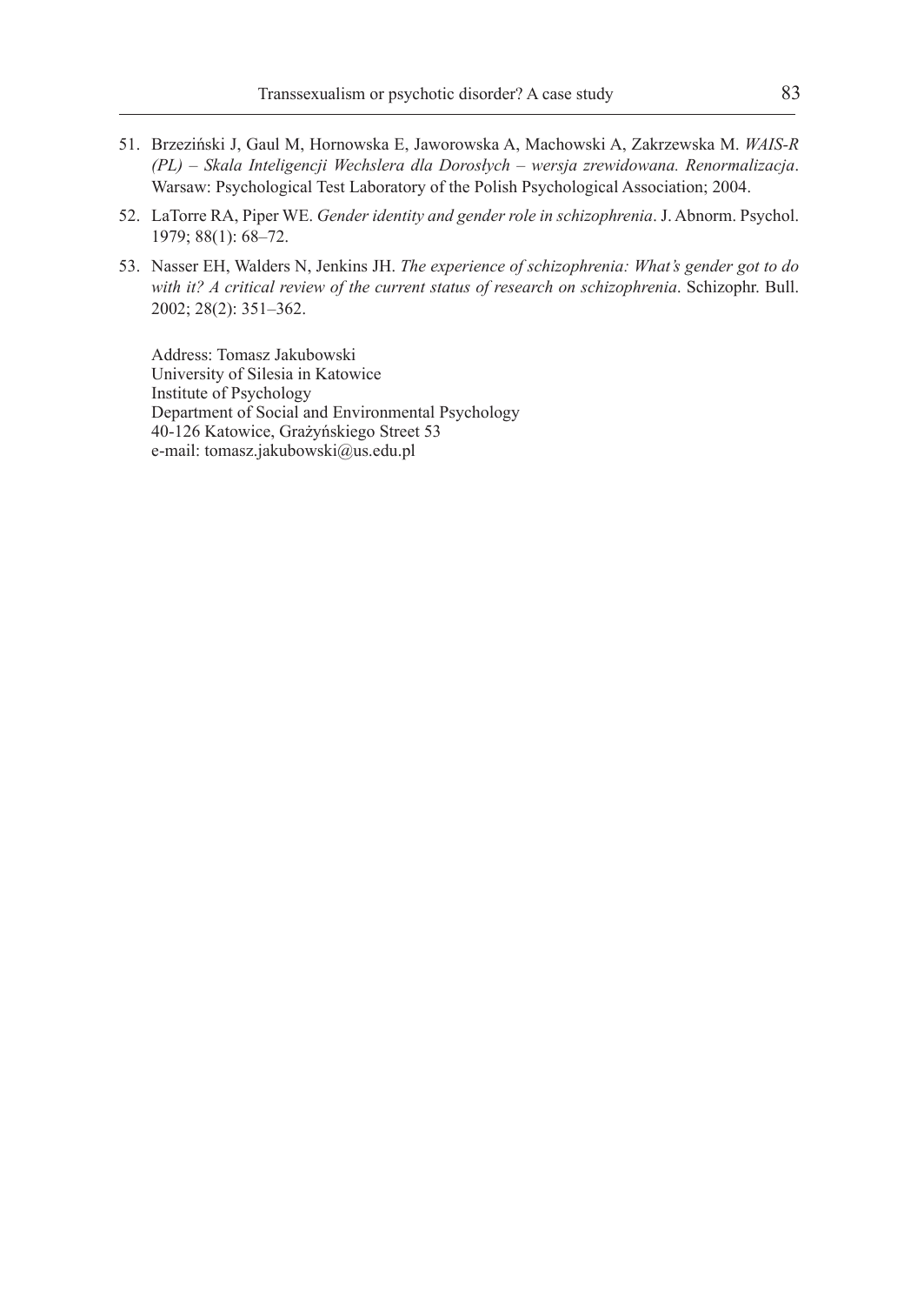51. Brzeziński J, Gaul M, Hornowska E, Jaworowska A, Machowski A, Zakrzewska M. *WAIS-R (PL) – Skala Inteligencji Wechslera dla Dorosłych – wersja zrewidowana. Renormalizacja*. Warsaw: Psychological Test Laboratory of the Polish Psychological Association; 2004.
52. LaTorre RA, Piper WE. *Gender identity and gender role in schizophrenia*. J. Abnorm. Psychol. 1979; 88(1): 68–72.
53. Nasser EH, Walders N, Jenkins JH. *The experience of schizophrenia: What's gender got to do with it? A critical review of the current status of research on schizophrenia*. Schizophr. Bull. 2002; 28(2): 351–362.

Address: Tomasz Jakubowski
University of Silesia in Katowice
Institute of Psychology
Department of Social and Environmental Psychology
40-126 Katowice, Grażyńskiego Street 53
e-mail: tomasz.jakubowski@us.edu.pl